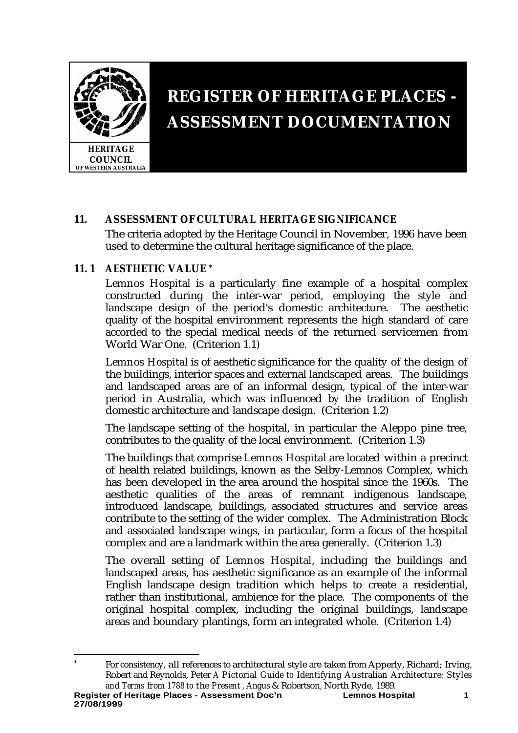# REGISTER OF HERITAGE PLACES - ASSESSMENT DOCUMENTATION

HERITAGE COUNCIL OF WESTERN AUSTRALIA

## 11. ASSESSMENT OF CULTURAL HERITAGE SIGNIFICANCE

The criteria adopted by the Heritage Council in November, 1996 have been used to determine the cultural heritage significance of the place.

### 11. 1 AESTHETIC VALUE*

*Lemnos Hospital* is a particularly fine example of a hospital complex constructed during the inter-war period, employing the style and landscape design of the period's domestic architecture. The aesthetic quality of the hospital environment represents the high standard of care accorded to the special medical needs of the returned servicemen from World War One. (Criterion 1.1)

*Lemnos Hospital* is of aesthetic significance for the quality of the design of the buildings, interior spaces and external landscaped areas. The buildings and landscaped areas are of an informal design, typical of the inter-war period in Australia, which was influenced by the tradition of English domestic architecture and landscape design. (Criterion 1.2)

The landscape setting of the hospital, in particular the Aleppo pine tree, contributes to the quality of the local environment. (Criterion 1.3)

The buildings that comprise *Lemnos Hospital* are located within a precinct of health related buildings, known as the Selby-Lemnos Complex, which has been developed in the area around the hospital since the 1960s. The aesthetic qualities of the areas of remnant indigenous landscape, introduced landscape, buildings, associated structures and service areas contribute to the setting of the wider complex. The Administration Block and associated landscape wings, in particular, form a focus of the hospital complex and are a landmark within the area generally. (Criterion 1.3)

The overall setting of *Lemnos Hospital*, including the buildings and landscaped areas, has aesthetic significance as an example of the informal English landscape design tradition which helps to create a residential, rather than institutional, ambience for the place. The components of the original hospital complex, including the original buildings, landscape areas and boundary plantings, form an integrated whole. (Criterion 1.4)

---

* For consistency, all references to architectural style are taken from Apperly, Richard; Irving, Robert and Reynolds, Peter *A Pictorial Guide to Identifying Australian Architecture: Styles and Terms from 1788 to the Present*, Angus & Robertson, North Ryde, 1989.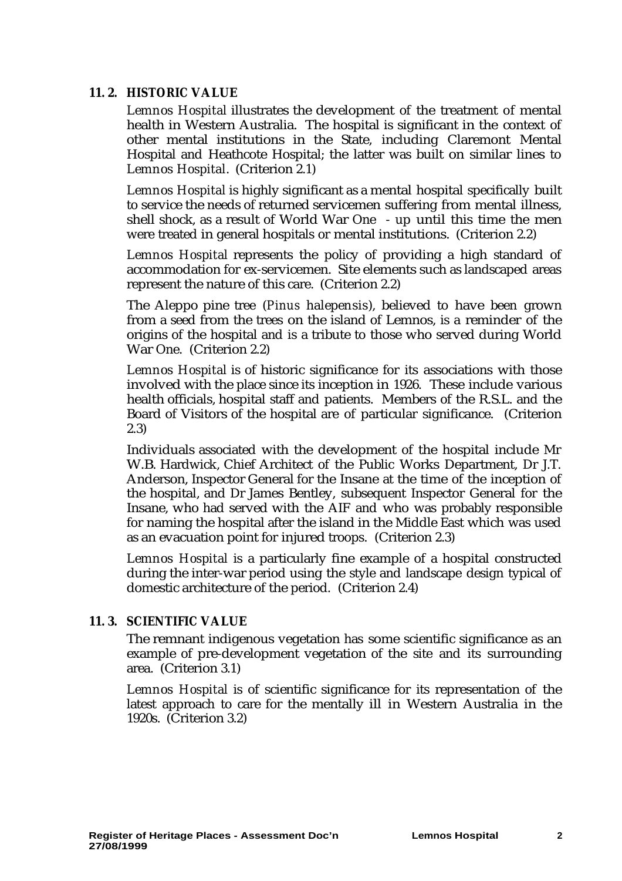## 11. 2. HISTORIC VALUE

*Lemnos Hospital* illustrates the development of the treatment of mental health in Western Australia. The hospital is significant in the context of other mental institutions in the State, including Claremont Mental Hospital and Heathcote Hospital; the latter was built on similar lines to *Lemnos Hospital*. (Criterion 2.1)

*Lemnos Hospital* is highly significant as a mental hospital specifically built to service the needs of returned servicemen suffering from mental illness, shell shock, as a result of World War One - up until this time the men were treated in general hospitals or mental institutions. (Criterion 2.2)

*Lemnos Hospital* represents the policy of providing a high standard of accommodation for ex-servicemen. Site elements such as landscaped areas represent the nature of this care. (Criterion 2.2)

The Aleppo pine tree (*Pinus halepensis*), believed to have been grown from a seed from the trees on the island of Lemnos, is a reminder of the origins of the hospital and is a tribute to those who served during World War One. (Criterion 2.2)

*Lemnos Hospital* is of historic significance for its associations with those involved with the place since its inception in 1926. These include various health officials, hospital staff and patients. Members of the R.S.L. and the Board of Visitors of the hospital are of particular significance. (Criterion 2.3)

Individuals associated with the development of the hospital include Mr W.B. Hardwick, Chief Architect of the Public Works Department, Dr J.T. Anderson, Inspector General for the Insane at the time of the inception of the hospital, and Dr James Bentley, subsequent Inspector General for the Insane, who had served with the AIF and who was probably responsible for naming the hospital after the island in the Middle East which was used as an evacuation point for injured troops. (Criterion 2.3)

*Lemnos Hospital* is a particularly fine example of a hospital constructed during the inter-war period using the style and landscape design typical of domestic architecture of the period. (Criterion 2.4)

## 11. 3. SCIENTIFIC VALUE

The remnant indigenous vegetation has some scientific significance as an example of pre-development vegetation of the site and its surrounding area. (Criterion 3.1)

*Lemnos Hospital* is of scientific significance for its representation of the latest approach to care for the mentally ill in Western Australia in the 1920s. (Criterion 3.2)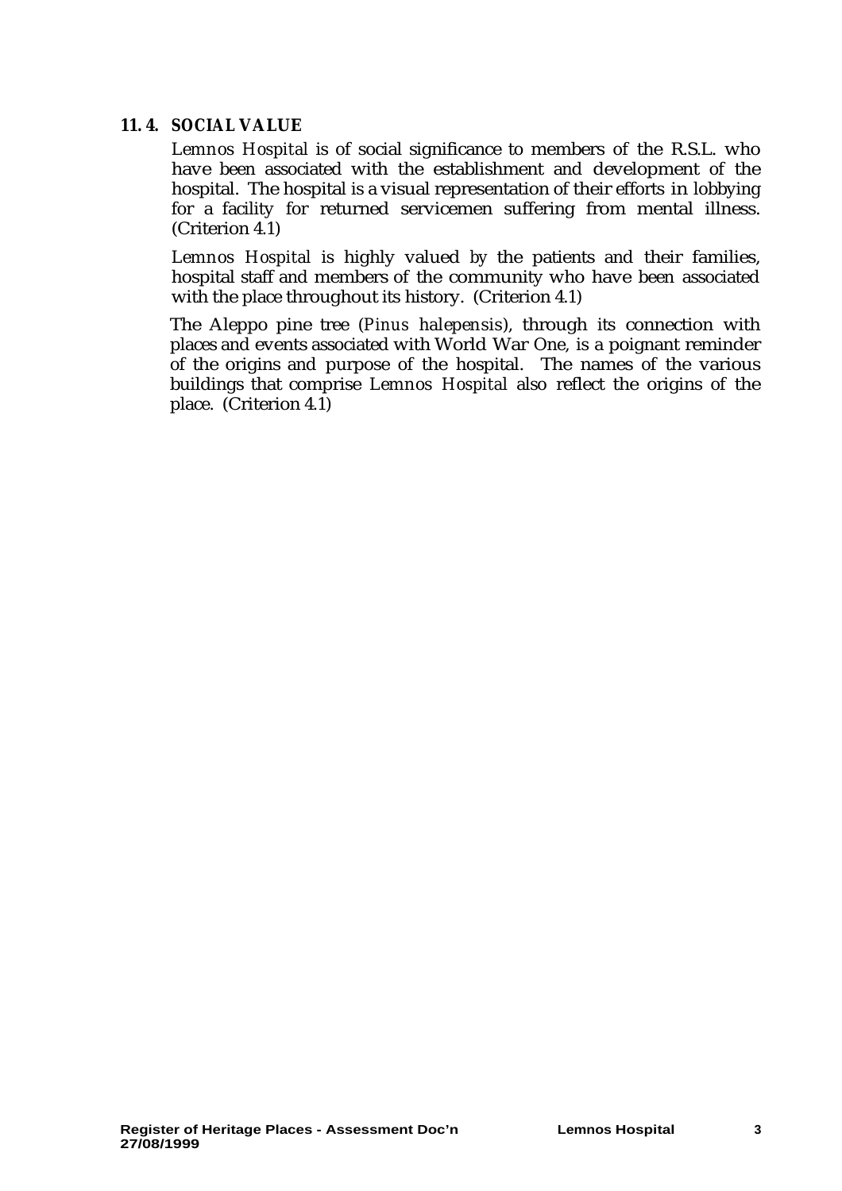## 11. 4. SOCIAL VALUE

*Lemnos Hospital* is of social significance to members of the R.S.L. who have been associated with the establishment and development of the hospital. The hospital is a visual representation of their efforts in lobbying for a facility for returned servicemen suffering from mental illness. (Criterion 4.1)

*Lemnos Hospital* is highly valued by the patients and their families, hospital staff and members of the community who have been associated with the place throughout its history. (Criterion 4.1)

The Aleppo pine tree (*Pinus halepensis*), through its connection with places and events associated with World War One, is a poignant reminder of the origins and purpose of the hospital. The names of the various buildings that comprise *Lemnos Hospital* also reflect the origins of the place. (Criterion 4.1)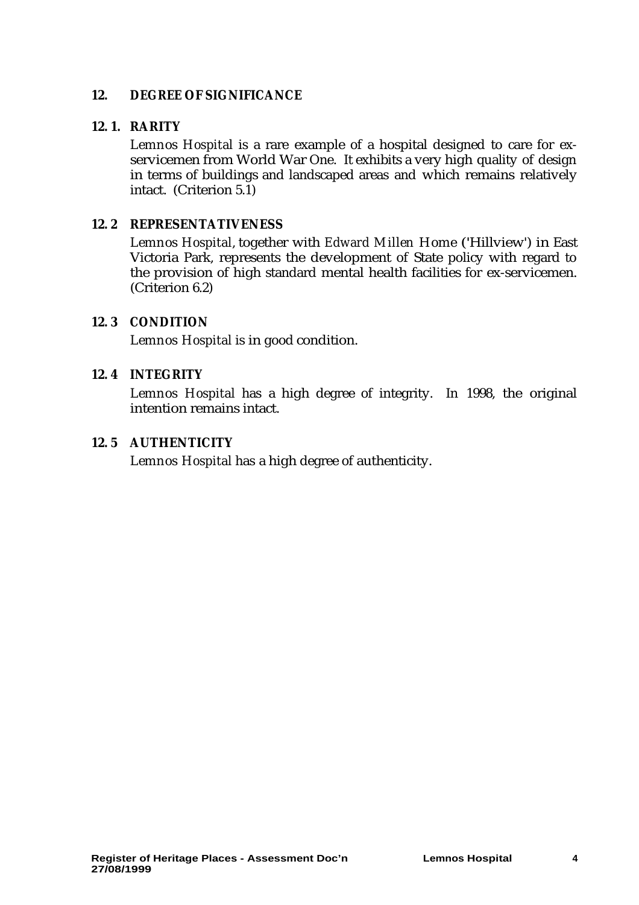## 12. DEGREE OF SIGNIFICANCE

### 12. 1. RARITY

*Lemnos Hospital* is a rare example of a hospital designed to care for ex-servicemen from World War One. It exhibits a very high quality of design in terms of buildings and landscaped areas and which remains relatively intact. (Criterion 5.1)

### 12. 2 REPRESENTATIVENESS

*Lemnos Hospital*, together with *Edward Millen Home* ('Hillview') in East Victoria Park, represents the development of State policy with regard to the provision of high standard mental health facilities for ex-servicemen. (Criterion 6.2)

### 12. 3 CONDITION

*Lemnos Hospital* is in good condition.

### 12. 4 INTEGRITY

*Lemnos Hospital* has a high degree of integrity. In 1998, the original intention remains intact.

### 12. 5 AUTHENTICITY

*Lemnos Hospital* has a high degree of authenticity.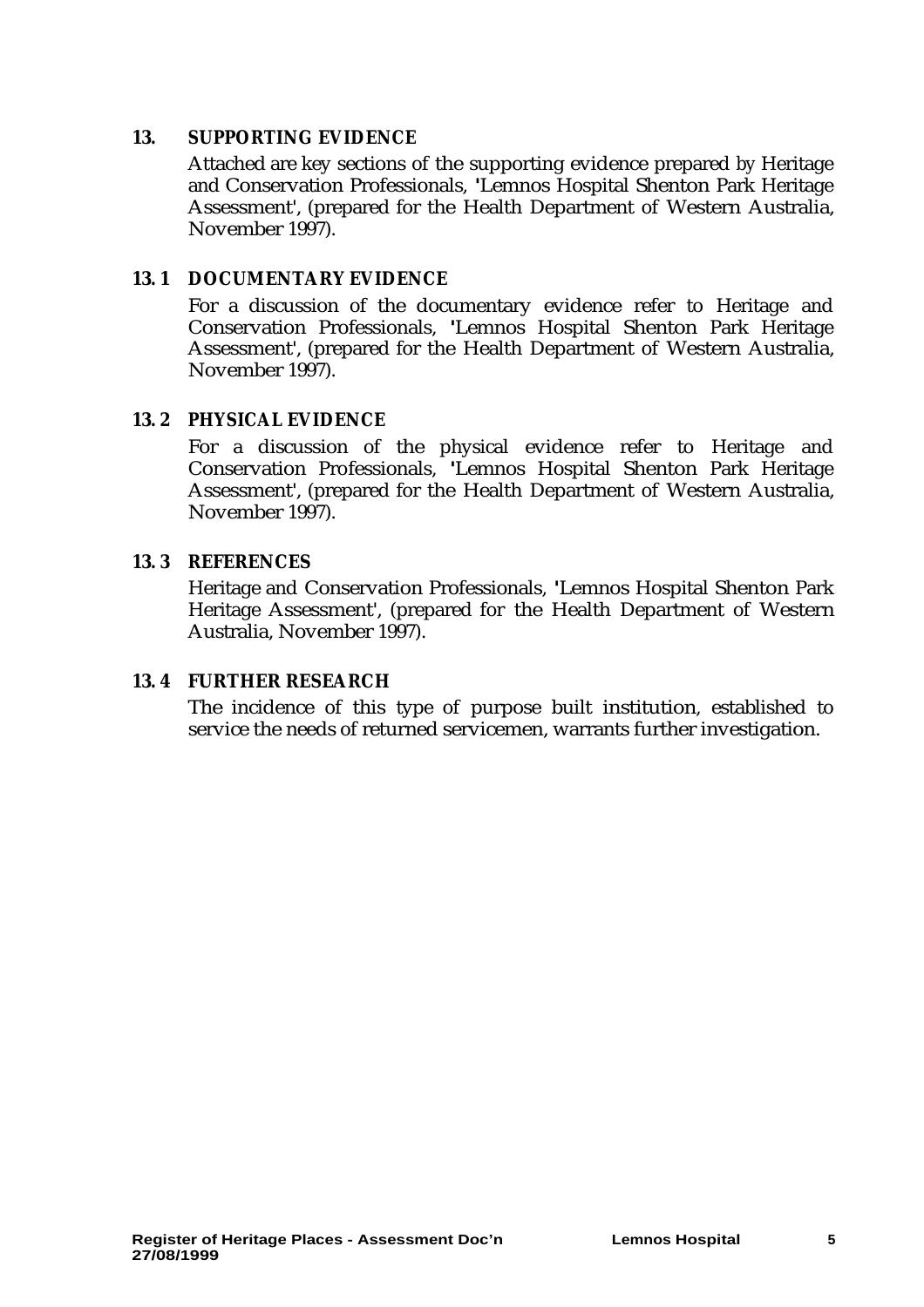## 13. SUPPORTING EVIDENCE

Attached are key sections of the supporting evidence prepared by Heritage and Conservation Professionals, 'Lemnos Hospital Shenton Park Heritage Assessment', (prepared for the Health Department of Western Australia, November 1997).

### 13. 1 DOCUMENTARY EVIDENCE

For a discussion of the documentary evidence refer to Heritage and Conservation Professionals, 'Lemnos Hospital Shenton Park Heritage Assessment', (prepared for the Health Department of Western Australia, November 1997).

### 13. 2 PHYSICAL EVIDENCE

For a discussion of the physical evidence refer to Heritage and Conservation Professionals, 'Lemnos Hospital Shenton Park Heritage Assessment', (prepared for the Health Department of Western Australia, November 1997).

### 13. 3 REFERENCES

Heritage and Conservation Professionals, 'Lemnos Hospital Shenton Park Heritage Assessment', (prepared for the Health Department of Western Australia, November 1997).

### 13. 4 FURTHER RESEARCH

The incidence of this type of purpose built institution, established to service the needs of returned servicemen, warrants further investigation.